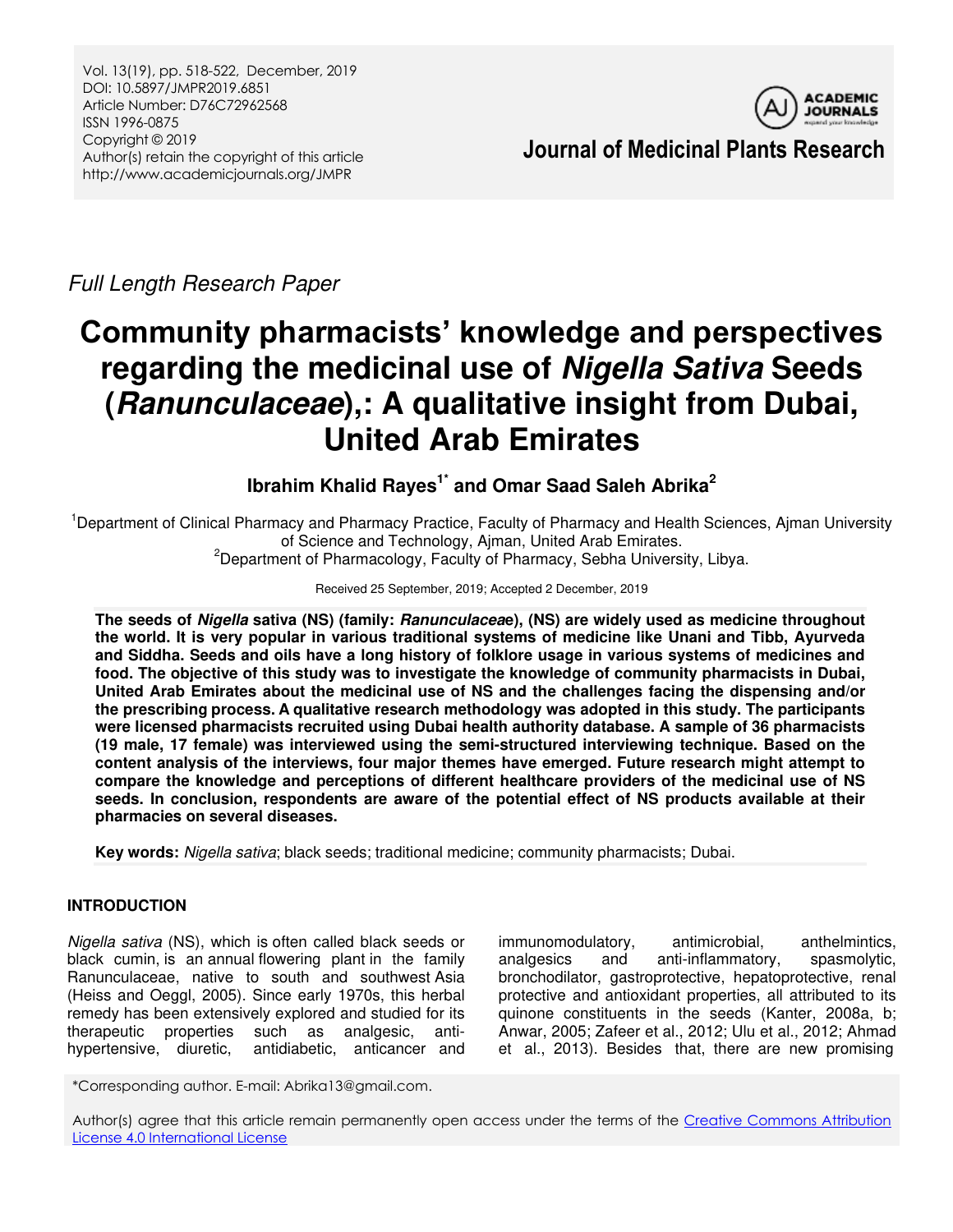Full Length Research Paper

# Community pharmacists' knowledge and perspectives regarding the medicinal use of *Nigella Sativa* Seeds (*Ranunculaceae*),: A qualitative insight from Dubai, United Arab Emirates

**Ibrahim Khalid Rayes[1*] and Omar Saad Saleh Abrika[2]**

[1]Department of Clinical Pharmacy and Pharmacy Practice, Faculty of Pharmacy and Health Sciences, Ajman University of Science and Technology, Ajman, United Arab Emirates.
[2]Department of Pharmacology, Faculty of Pharmacy, Sebha University, Libya.

Received 25 September, 2019; Accepted 2 December, 2019

**The seeds of *Nigella* sativa (NS) (family: *Ranunculacea*e), (NS) are widely used as medicine throughout the world. It is very popular in various traditional systems of medicine like Unani and Tibb, Ayurveda and Siddha. Seeds and oils have a long history of folklore usage in various systems of medicines and food. The objective of this study was to investigate the knowledge of community pharmacists in Dubai, United Arab Emirates about the medicinal use of NS and the challenges facing the dispensing and/or the prescribing process. A qualitative research methodology was adopted in this study. The participants were licensed pharmacists recruited using Dubai health authority database. A sample of 36 pharmacists (19 male, 17 female) was interviewed using the semi-structured interviewing technique. Based on the content analysis of the interviews, four major themes have emerged. Future research might attempt to compare the knowledge and perceptions of different healthcare providers of the medicinal use of NS seeds. In conclusion, respondents are aware of the potential effect of NS products available at their pharmacies on several diseases.**

**Key words:** *Nigella sativa*; black seeds; traditional medicine; community pharmacists; Dubai.

## INTRODUCTION

*Nigella sativa* (NS), which is often called black seeds or black cumin, is an annual flowering plant in the family Ranunculaceae, native to south and southwest Asia (Heiss and Oeggl, 2005). Since early 1970s, this herbal remedy has been extensively explored and studied for its therapeutic properties such as analgesic, anti-hypertensive, diuretic, antidiabetic, anticancer and immunomodulatory, antimicrobial, anthelmintics, analgesics and anti-inflammatory, spasmolytic, bronchodilator, gastroprotective, hepatoprotective, renal protective and antioxidant properties, all attributed to its quinone constituents in the seeds (Kanter, 2008a, b; Anwar, 2005; Zafeer et al., 2012; Ulu et al., 2012; Ahmad et al., 2013). Besides that, there are new promising

*Corresponding author. E-mail: Abrika13@gmail.com.

Author(s) agree that this article remain permanently open access under the terms of the Creative Commons Attribution License 4.0 International License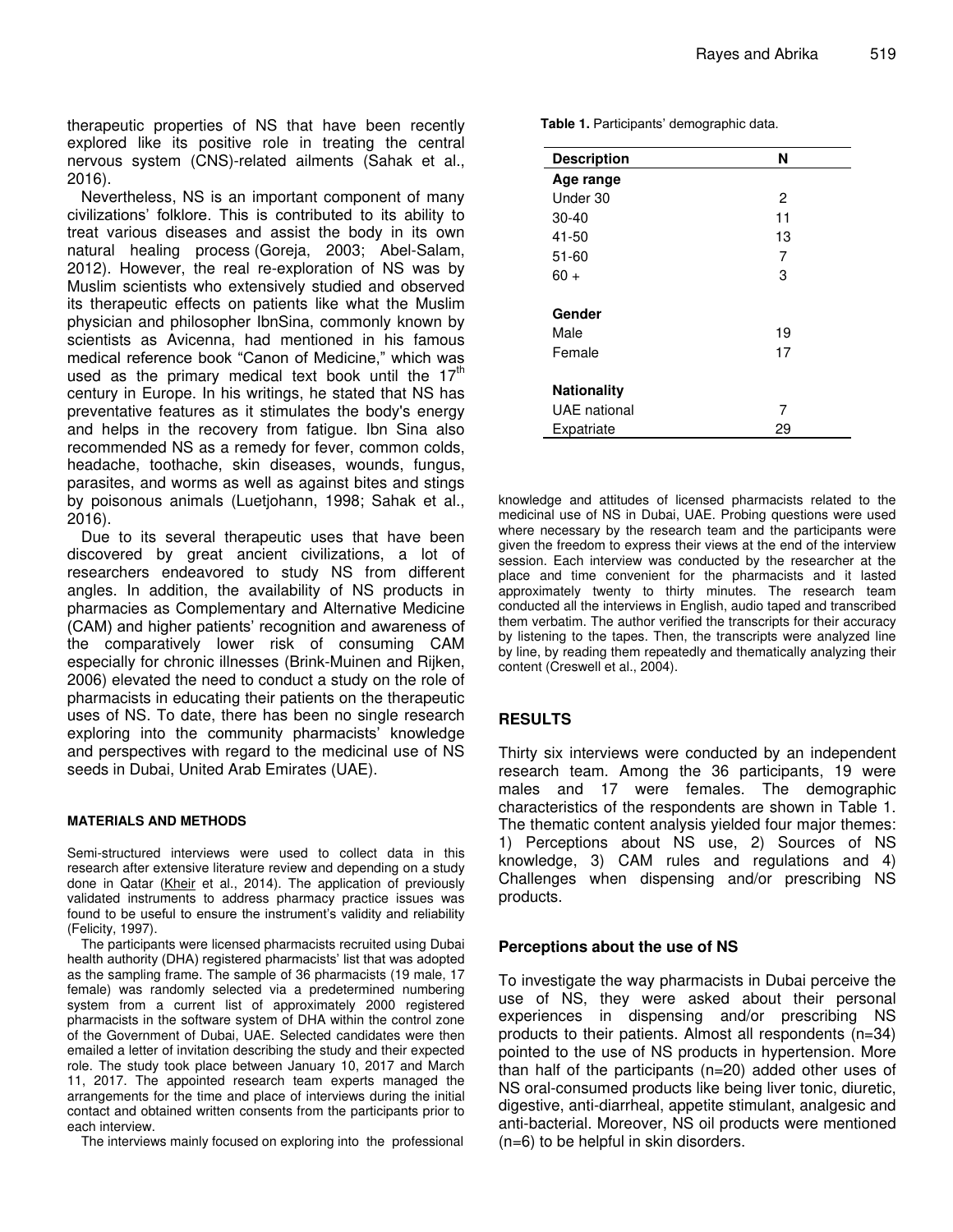therapeutic properties of NS that have been recently explored like its positive role in treating the central nervous system (CNS)-related ailments (Sahak et al., 2016).

Nevertheless, NS is an important component of many civilizations' folklore. This is contributed to its ability to treat various diseases and assist the body in its own natural healing process (Goreja, 2003; Abel-Salam, 2012). However, the real re-exploration of NS was by Muslim scientists who extensively studied and observed its therapeutic effects on patients like what the Muslim physician and philosopher IbnSina, commonly known by scientists as Avicenna, had mentioned in his famous medical reference book "Canon of Medicine," which was used as the primary medical text book until the 17th century in Europe. In his writings, he stated that NS has preventative features as it stimulates the body's energy and helps in the recovery from fatigue. Ibn Sina also recommended NS as a remedy for fever, common colds, headache, toothache, skin diseases, wounds, fungus, parasites, and worms as well as against bites and stings by poisonous animals (Luetjohann, 1998; Sahak et al., 2016).

Due to its several therapeutic uses that have been discovered by great ancient civilizations, a lot of researchers endeavored to study NS from different angles. In addition, the availability of NS products in pharmacies as Complementary and Alternative Medicine (CAM) and higher patients' recognition and awareness of the comparatively lower risk of consuming CAM especially for chronic illnesses (Brink-Muinen and Rijken, 2006) elevated the need to conduct a study on the role of pharmacists in educating their patients on the therapeutic uses of NS. To date, there has been no single research exploring into the community pharmacists' knowledge and perspectives with regard to the medicinal use of NS seeds in Dubai, United Arab Emirates (UAE).

## MATERIALS AND METHODS

Semi-structured interviews were used to collect data in this research after extensive literature review and depending on a study done in Qatar (Kheir et al., 2014). The application of previously validated instruments to address pharmacy practice issues was found to be useful to ensure the instrument's validity and reliability (Felicity, 1997).

The participants were licensed pharmacists recruited using Dubai health authority (DHA) registered pharmacists' list that was adopted as the sampling frame. The sample of 36 pharmacists (19 male, 17 female) was randomly selected via a predetermined numbering system from a current list of approximately 2000 registered pharmacists in the software system of DHA within the control zone of the Government of Dubai, UAE. Selected candidates were then emailed a letter of invitation describing the study and their expected role. The study took place between January 10, 2017 and March 11, 2017. The appointed research team experts managed the arrangements for the time and place of interviews during the initial contact and obtained written consents from the participants prior to each interview.

The interviews mainly focused on exploring into the professional knowledge and attitudes of licensed pharmacists related to the medicinal use of NS in Dubai, UAE. Probing questions were used where necessary by the research team and the participants were given the freedom to express their views at the end of the interview session. Each interview was conducted by the researcher at the place and time convenient for the pharmacists and it lasted approximately twenty to thirty minutes. The research team conducted all the interviews in English, audio taped and transcribed them verbatim. The author verified the transcripts for their accuracy by listening to the tapes. Then, the transcripts were analyzed line by line, by reading them repeatedly and thematically analyzing their content (Creswell et al., 2004).

**Table 1.** Participants' demographic data.

| Description | N |
|---|---|
| **Age range** | |
| Under 30 | 2 |
| 30-40 | 11 |
| 41-50 | 13 |
| 51-60 | 7 |
| 60 + | 3 |
| | |
| **Gender** | |
| Male | 19 |
| Female | 17 |
| | |
| **Nationality** | |
| UAE national | 7 |
| Expatriate | 29 |

## RESULTS

Thirty six interviews were conducted by an independent research team. Among the 36 participants, 19 were males and 17 were females. The demographic characteristics of the respondents are shown in Table 1. The thematic content analysis yielded four major themes: 1) Perceptions about NS use, 2) Sources of NS knowledge, 3) CAM rules and regulations and 4) Challenges when dispensing and/or prescribing NS products.

### Perceptions about the use of NS

To investigate the way pharmacists in Dubai perceive the use of NS, they were asked about their personal experiences in dispensing and/or prescribing NS products to their patients. Almost all respondents (n=34) pointed to the use of NS products in hypertension. More than half of the participants (n=20) added other uses of NS oral-consumed products like being liver tonic, diuretic, digestive, anti-diarrheal, appetite stimulant, analgesic and anti-bacterial. Moreover, NS oil products were mentioned (n=6) to be helpful in skin disorders.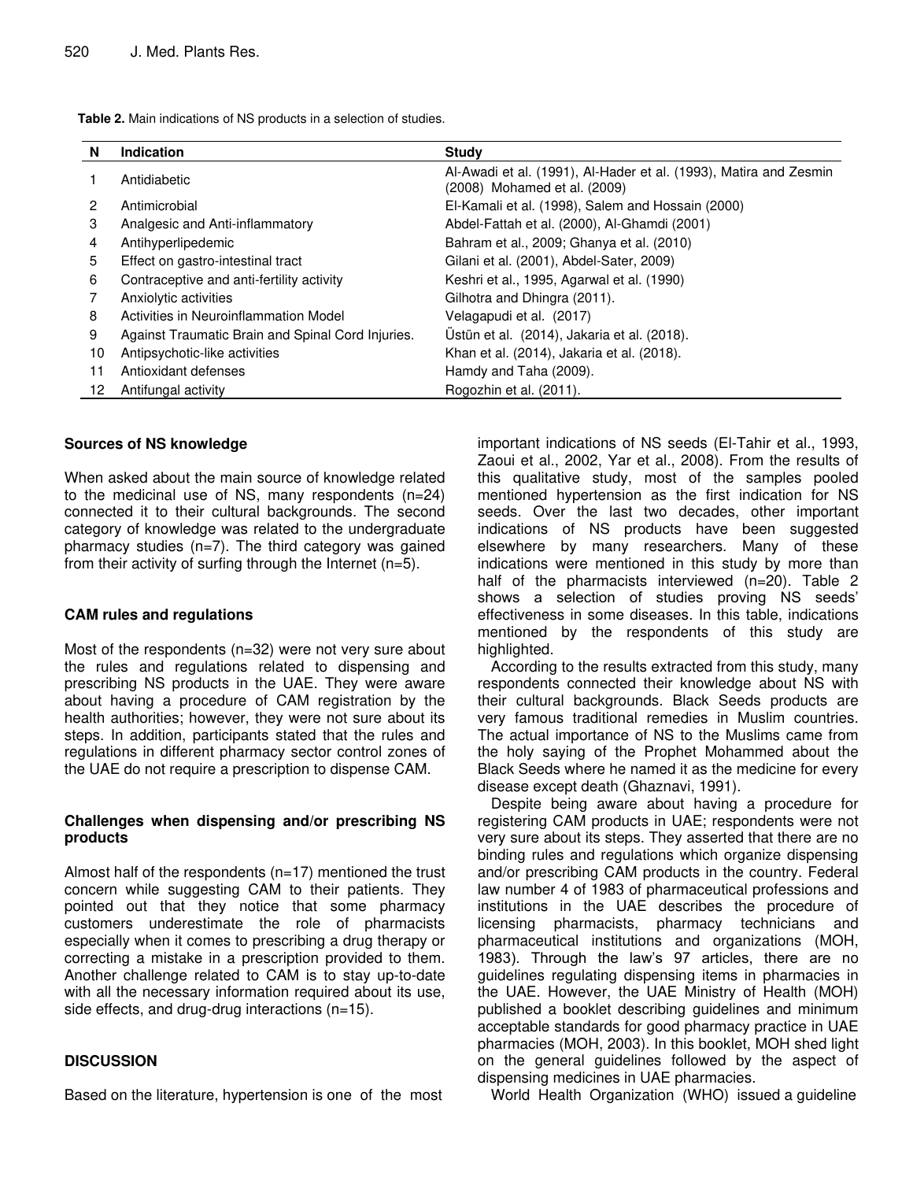**Table 2.** Main indications of NS products in a selection of studies.

| N | Indication | Study |
|---|---|---|
| 1 | Antidiabetic | Al-Awadi et al. (1991), Al-Hader et al. (1993), Matira and Zesmin (2008) Mohamed et al. (2009) |
| 2 | Antimicrobial | El-Kamali et al. (1998), Salem and Hossain (2000) |
| 3 | Analgesic and Anti-inflammatory | Abdel-Fattah et al. (2000), Al-Ghamdi (2001) |
| 4 | Antihyperlipedemic | Bahram et al., 2009; Ghanya et al. (2010) |
| 5 | Effect on gastro-intestinal tract | Gilani et al. (2001), Abdel-Sater, 2009) |
| 6 | Contraceptive and anti-fertility activity | Keshri et al., 1995, Agarwal et al. (1990) |
| 7 | Anxiolytic activities | Gilhotra and Dhingra (2011). |
| 8 | Activities in Neuroinflammation Model | Velagapudi et al. (2017) |
| 9 | Against Traumatic Brain and Spinal Cord Injuries. | Üstün et al. (2014), Jakaria et al. (2018). |
| 10 | Antipsychotic-like activities | Khan et al. (2014), Jakaria et al. (2018). |
| 11 | Antioxidant defenses | Hamdy and Taha (2009). |
| 12 | Antifungal activity | Rogozhin et al. (2011). |

### Sources of NS knowledge

When asked about the main source of knowledge related to the medicinal use of NS, many respondents (n=24) connected it to their cultural backgrounds. The second category of knowledge was related to the undergraduate pharmacy studies (n=7). The third category was gained from their activity of surfing through the Internet (n=5).

### CAM rules and regulations

Most of the respondents (n=32) were not very sure about the rules and regulations related to dispensing and prescribing NS products in the UAE. They were aware about having a procedure of CAM registration by the health authorities; however, they were not sure about its steps. In addition, participants stated that the rules and regulations in different pharmacy sector control zones of the UAE do not require a prescription to dispense CAM.

### Challenges when dispensing and/or prescribing NS products

Almost half of the respondents (n=17) mentioned the trust concern while suggesting CAM to their patients. They pointed out that they notice that some pharmacy customers underestimate the role of pharmacists especially when it comes to prescribing a drug therapy or correcting a mistake in a prescription provided to them. Another challenge related to CAM is to stay up-to-date with all the necessary information required about its use, side effects, and drug-drug interactions (n=15).

## DISCUSSION

Based on the literature, hypertension is one of the most important indications of NS seeds (El-Tahir et al., 1993, Zaoui et al., 2002, Yar et al., 2008). From the results of this qualitative study, most of the samples pooled mentioned hypertension as the first indication for NS seeds. Over the last two decades, other important indications of NS products have been suggested elsewhere by many researchers. Many of these indications were mentioned in this study by more than half of the pharmacists interviewed (n=20). Table 2 shows a selection of studies proving NS seeds' effectiveness in some diseases. In this table, indications mentioned by the respondents of this study are highlighted.

According to the results extracted from this study, many respondents connected their knowledge about NS with their cultural backgrounds. Black Seeds products are very famous traditional remedies in Muslim countries. The actual importance of NS to the Muslims came from the holy saying of the Prophet Mohammed about the Black Seeds where he named it as the medicine for every disease except death (Ghaznavi, 1991).

Despite being aware about having a procedure for registering CAM products in UAE; respondents were not very sure about its steps. They asserted that there are no binding rules and regulations which organize dispensing and/or prescribing CAM products in the country. Federal law number 4 of 1983 of pharmaceutical professions and institutions in the UAE describes the procedure of licensing pharmacists, pharmacy technicians and pharmaceutical institutions and organizations (MOH, 1983). Through the law's 97 articles, there are no guidelines regulating dispensing items in pharmacies in the UAE. However, the UAE Ministry of Health (MOH) published a booklet describing guidelines and minimum acceptable standards for good pharmacy practice in UAE pharmacies (MOH, 2003). In this booklet, MOH shed light on the general guidelines followed by the aspect of dispensing medicines in UAE pharmacies.

World Health Organization (WHO) issued a guideline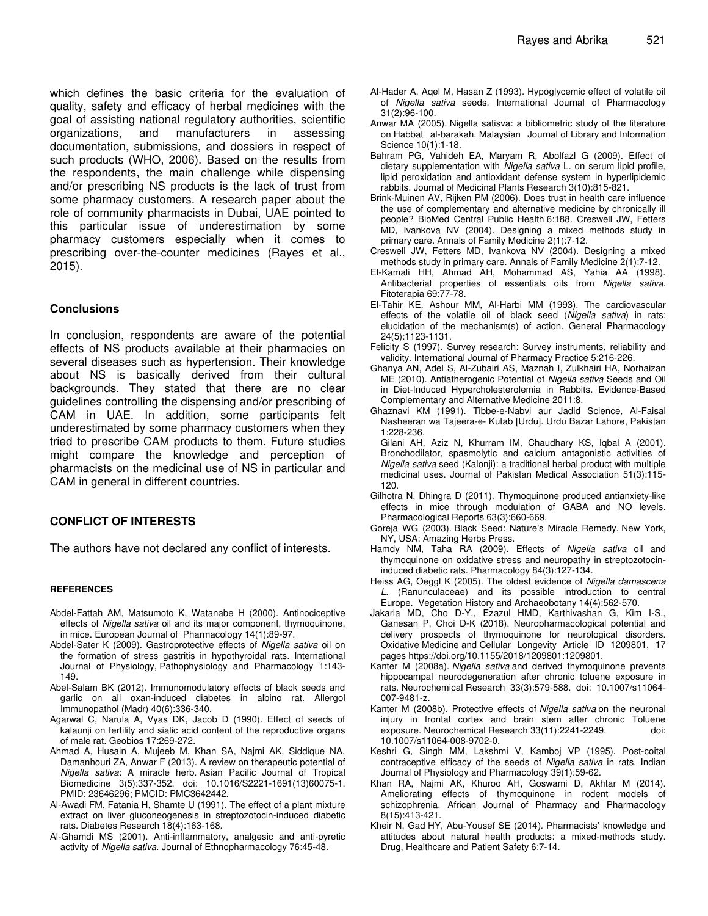which defines the basic criteria for the evaluation of quality, safety and efficacy of herbal medicines with the goal of assisting national regulatory authorities, scientific organizations, and manufacturers in assessing documentation, submissions, and dossiers in respect of such products (WHO, 2006). Based on the results from the respondents, the main challenge while dispensing and/or prescribing NS products is the lack of trust from some pharmacy customers. A research paper about the role of community pharmacists in Dubai, UAE pointed to this particular issue of underestimation by some pharmacy customers especially when it comes to prescribing over-the-counter medicines (Rayes et al., 2015).

## Conclusions

In conclusion, respondents are aware of the potential effects of NS products available at their pharmacies on several diseases such as hypertension. Their knowledge about NS is basically derived from their cultural backgrounds. They stated that there are no clear guidelines controlling the dispensing and/or prescribing of CAM in UAE. In addition, some participants felt underestimated by some pharmacy customers when they tried to prescribe CAM products to them. Future studies might compare the knowledge and perception of pharmacists on the medicinal use of NS in particular and CAM in general in different countries.

## CONFLICT OF INTERESTS

The authors have not declared any conflict of interests.

### REFERENCES

Abdel-Fattah AM, Matsumoto K, Watanabe H (2000). Antinociceptive effects of *Nigella sativa* oil and its major component, thymoquinone, in mice. European Journal of Pharmacology 14(1):89-97.

Abdel-Sater K (2009). Gastroprotective effects of *Nigella sativa* oil on the formation of stress gastritis in hypothyroidal rats. International Journal of Physiology, Pathophysiology and Pharmacology 1:143-149.

Abel-Salam BK (2012). Immunomodulatory effects of black seeds and garlic on all oxan-induced diabetes in albino rat. Allergol Immunopathol (Madr) 40(6):336-340.

Agarwal C, Narula A, Vyas DK, Jacob D (1990). Effect of seeds of kalaunji on fertility and sialic acid content of the reproductive organs of male rat. Geobios 17:269-272.

Ahmad A, Husain A, Mujeeb M, Khan SA, Najmi AK, Siddique NA, Damanhouri ZA, Anwar F (2013). A review on therapeutic potential of *Nigella sativa*: A miracle herb. Asian Pacific Journal of Tropical Biomedicine 3(5):337-352. doi: 10.1016/S2221-1691(13)60075-1. PMID: 23646296; PMCID: PMC3642442.

Al-Awadi FM, Fatania H, Shamte U (1991). The effect of a plant mixture extract on liver gluconeogenesis in streptozotocin-induced diabetic rats. Diabetes Research 18(4):163-168.

Al-Ghamdi MS (2001). Anti-inflammatory, analgesic and anti-pyretic activity of *Nigella sativa*. Journal of Ethnopharmacology 76:45-48.

Al-Hader A, Aqel M, Hasan Z (1993). Hypoglycemic effect of volatile oil of *Nigella sativa* seeds. International Journal of Pharmacology 31(2):96-100.

Anwar MA (2005). Nigella satisva: a bibliometric study of the literature on Habbat al-barakah. Malaysian Journal of Library and Information Science 10(1):1-18.

Bahram PG, Vahideh EA, Maryam R, Abolfazl G (2009). Effect of dietary supplementation with *Nigella sativa* L. on serum lipid profile, lipid peroxidation and antioxidant defense system in hyperlipidemic rabbits. Journal of Medicinal Plants Research 3(10):815-821.

Brink-Muinen AV, Rijken PM (2006). Does trust in health care influence the use of complementary and alternative medicine by chronically ill people? BioMed Central Public Health 6:188. Creswell JW, Fetters MD, Ivankova NV (2004). Designing a mixed methods study in primary care. Annals of Family Medicine 2(1):7-12.

Creswell JW, Fetters MD, Ivankova NV (2004). Designing a mixed methods study in primary care. Annals of Family Medicine 2(1):7-12.

El-Kamali HH, Ahmad AH, Mohammad AS, Yahia AA (1998). Antibacterial properties of essentials oils from *Nigella sativa*. Fitoterapia 69:77-78.

El-Tahir KE, Ashour MM, Al-Harbi MM (1993). The cardiovascular effects of the volatile oil of black seed (*Nigella sativa*) in rats: elucidation of the mechanism(s) of action. General Pharmacology 24(5):1123-1131.

Felicity S (1997). Survey research: Survey instruments, reliability and validity. International Journal of Pharmacy Practice 5:216-226.

Ghanya AN, Adel S, Al-Zubairi AS, Maznah I, Zulkhairi HA, Norhaizan ME (2010). Antiatherogenic Potential of *Nigella sativa* Seeds and Oil in Diet-Induced Hypercholesterolemia in Rabbits. Evidence-Based Complementary and Alternative Medicine 2011:8.

Ghaznavi KM (1991). Tibbe-e-Nabvi aur Jadid Science, Al-Faisal Nasheeran wa Tajeera-e- Kutab [Urdu]. Urdu Bazar Lahore, Pakistan 1:228-236.

Gilani AH, Aziz N, Khurram IM, Chaudhary KS, Iqbal A (2001). Bronchodilator, spasmolytic and calcium antagonistic activities of *Nigella sativa* seed (Kalonji): a traditional herbal product with multiple medicinal uses. Journal of Pakistan Medical Association 51(3):115-120.

Gilhotra N, Dhingra D (2011). Thymoquinone produced antianxiety-like effects in mice through modulation of GABA and NO levels. Pharmacological Reports 63(3):660-669.

Goreja WG (2003). Black Seed: Nature's Miracle Remedy. New York, NY, USA: Amazing Herbs Press.

Hamdy NM, Taha RA (2009). Effects of *Nigella sativa* oil and thymoquinone on oxidative stress and neuropathy in streptozotocin-induced diabetic rats. Pharmacology 84(3):127-134.

Heiss AG, Oeggl K (2005). The oldest evidence of *Nigella damascena L.* (Ranunculaceae) and its possible introduction to central Europe. Vegetation History and Archaeobotany 14(4):562-570.

Jakaria MD, Cho D-Y., Ezazul HMD, Karthivashan G, Kim I-S., Ganesan P, Choi D-K (2018). Neuropharmacological potential and delivery prospects of thymoquinone for neurological disorders. Oxidative Medicine and Cellular Longevity Article ID 1209801, 17 pages https://doi.org/10.1155/2018/1209801.

Kanter M (2008a). *Nigella sativa* and derived thymoquinone prevents hippocampal neurodegeneration after chronic toluene exposure in rats. Neurochemical Research 33(3):579-588. doi: 10.1007/s11064-007-9481-z.

Kanter M (2008b). Protective effects of *Nigella sativa* on the neuronal injury in frontal cortex and brain stem after chronic Toluene exposure. Neurochemical Research 33(11):2241-2249. doi: 10.1007/s11064-008-9702-0.

Keshri G, Singh MM, Lakshmi V, Kamboj VP (1995). Post-coital contraceptive efficacy of the seeds of *Nigella sativa* in rats. Indian Journal of Physiology and Pharmacology 39(1):59-62.

Khan RA, Najmi AK, Khuroo AH, Goswami D, Akhtar M (2014). Ameliorating effects of thymoquinone in rodent models of schizophrenia. African Journal of Pharmacy and Pharmacology 8(15):413-421.

Kheir N, Gad HY, Abu-Yousef SE (2014). Pharmacists' knowledge and attitudes about natural health products: a mixed-methods study. Drug, Healthcare and Patient Safety 6:7-14.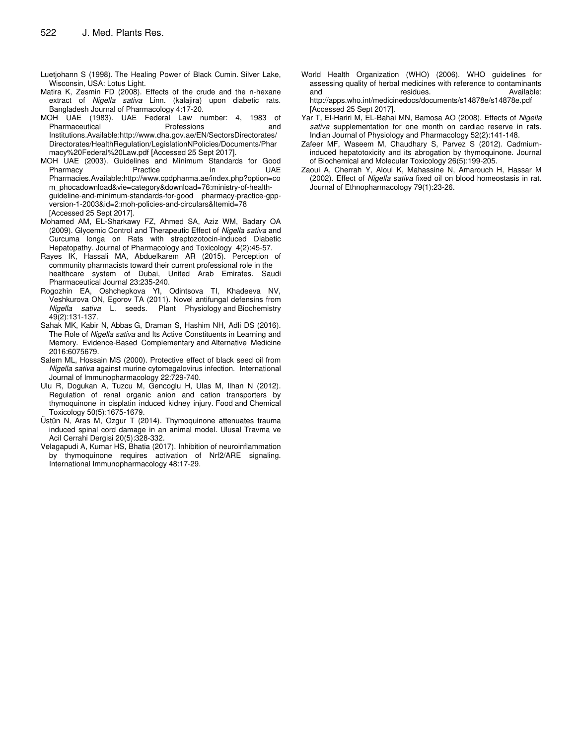Luetjohann S (1998). The Healing Power of Black Cumin. Silver Lake, Wisconsin, USA: Lotus Light.

Matira K, Zesmin FD (2008). Effects of the crude and the n-hexane extract of *Nigella sativa* Linn. (kalajira) upon diabetic rats. Bangladesh Journal of Pharmacology 4:17-20.

MOH UAE (1983). UAE Federal Law number: 4, 1983 of Pharmaceutical Professions and Institutions.Available:http://www.dha.gov.ae/EN/SectorsDirectorates/Directorates/HealthRegulation/LegislationNPolicies/Documents/Pharmacy%20Federal%20Law.pdf [Accessed 25 Sept 2017].

MOH UAE (2003). Guidelines and Minimum Standards for Good Pharmacy Practice in UAE Pharmacies.Available:http://www.cpdpharma.ae/index.php?option=com_phocadownload&vie=category&download=76:ministry-of-health-guideline-and-minimum-standards-for-good pharmacy-practice-gpp-version-1-2003&id=2:moh-policies-and-circulars&Itemid=78 [Accessed 25 Sept 2017].

Mohamed AM, EL-Sharkawy FZ, Ahmed SA, Aziz WM, Badary OA (2009). Glycemic Control and Therapeutic Effect of *Nigella sativa* and Curcuma longa on Rats with streptozotocin-induced Diabetic Hepatopathy. Journal of Pharmacology and Toxicology 4(2):45-57.

Rayes IK, Hassali MA, Abduelkarem AR (2015). Perception of community pharmacists toward their current professional role in the healthcare system of Dubai, United Arab Emirates. Saudi Pharmaceutical Journal 23:235-240.

Rogozhin EA, Oshchepkova YI, Odintsova TI, Khadeeva NV, Veshkurova ON, Egorov TA (2011). Novel antifungal defensins from *Nigella sativa* L. seeds. Plant Physiology and Biochemistry 49(2):131-137.

Sahak MK, Kabir N, Abbas G, Draman S, Hashim NH, Adli DS (2016). The Role of *Nigella sativa* and Its Active Constituents in Learning and Memory. Evidence-Based Complementary and Alternative Medicine 2016:6075679.

Salem ML, Hossain MS (2000). Protective effect of black seed oil from *Nigella sativa* against murine cytomegalovirus infection. International Journal of Immunopharmacology 22:729-740.

Ulu R, Dogukan A, Tuzcu M, Gencoglu H, Ulas M, Ilhan N (2012). Regulation of renal organic anion and cation transporters by thymoquinone in cisplatin induced kidney injury. Food and Chemical Toxicology 50(5):1675-1679.

Üstün N, Aras M, Ozgur T (2014). Thymoquinone attenuates trauma induced spinal cord damage in an animal model. Ulusal Travma ve Acil Cerrahi Dergisi 20(5):328-332.

Velagapudi A, Kumar HS, Bhatia (2017). Inhibition of neuroinflammation by thymoquinone requires activation of Nrf2/ARE signaling. International Immunopharmacology 48:17-29.

World Health Organization (WHO) (2006). WHO guidelines for assessing quality of herbal medicines with reference to contaminants and residues. Available: http://apps.who.int/medicinedocs/documents/s14878e/s14878e.pdf [Accessed 25 Sept 2017].

Yar T, El-Hariri M, EL-Bahai MN, Bamosa AO (2008). Effects of *Nigella sativa* supplementation for one month on cardiac reserve in rats. Indian Journal of Physiology and Pharmacology 52(2):141-148.

Zafeer MF, Waseem M, Chaudhary S, Parvez S (2012). Cadmium-induced hepatotoxicity and its abrogation by thymoquinone. Journal of Biochemical and Molecular Toxicology 26(5):199-205.

Zaoui A, Cherrah Y, Aloui K, Mahassine N, Amarouch H, Hassar M (2002). Effect of *Nigella sativa* fixed oil on blood homeostasis in rat. Journal of Ethnopharmacology 79(1):23-26.